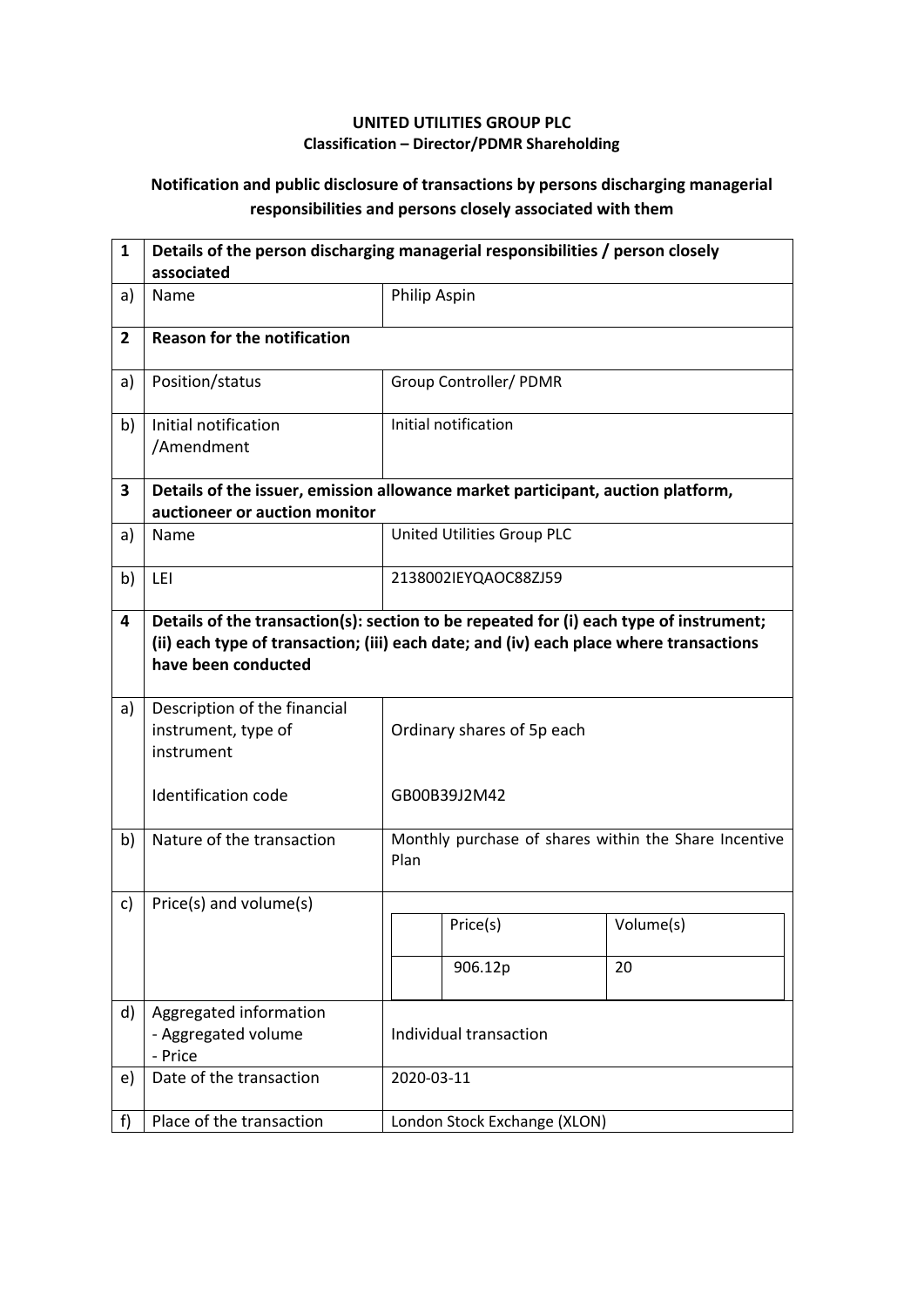**UNITED UTILITIES GROUP PLC**
**Classification – Director/PDMR Shareholding**

**Notification and public disclosure of transactions by persons discharging managerial responsibilities and persons closely associated with them**

| 1 | **Details of the person discharging managerial responsibilities / person closely associated** | |
|---|---|---|
| a) | Name | Philip Aspin |
| **2** | **Reason for the notification** | |
| a) | Position/status | Group Controller/ PDMR |
| b) | Initial notification /Amendment | Initial notification |
| **3** | **Details of the issuer, emission allowance market participant, auction platform, auctioneer or auction monitor** | |
| a) | Name | United Utilities Group PLC |
| b) | LEI | 2138002IEYQAOC88ZJ59 |
| **4** | **Details of the transaction(s): section to be repeated for (i) each type of instrument; (ii) each type of transaction; (iii) each date; and (iv) each place where transactions have been conducted** | |
| a) | Description of the financial instrument, type of instrument<br><br>Identification code | Ordinary shares of 5p each<br><br>GB00B39J2M42 |
| b) | Nature of the transaction | Monthly purchase of shares within the Share Incentive Plan |
| c) | Price(s) and volume(s) | Price(s): 906.12p<br>Volume(s): 20 |
| d) | Aggregated information<br>- Aggregated volume<br>- Price | Individual transaction |
| e) | Date of the transaction | 2020-03-11 |
| f) | Place of the transaction | London Stock Exchange (XLON) |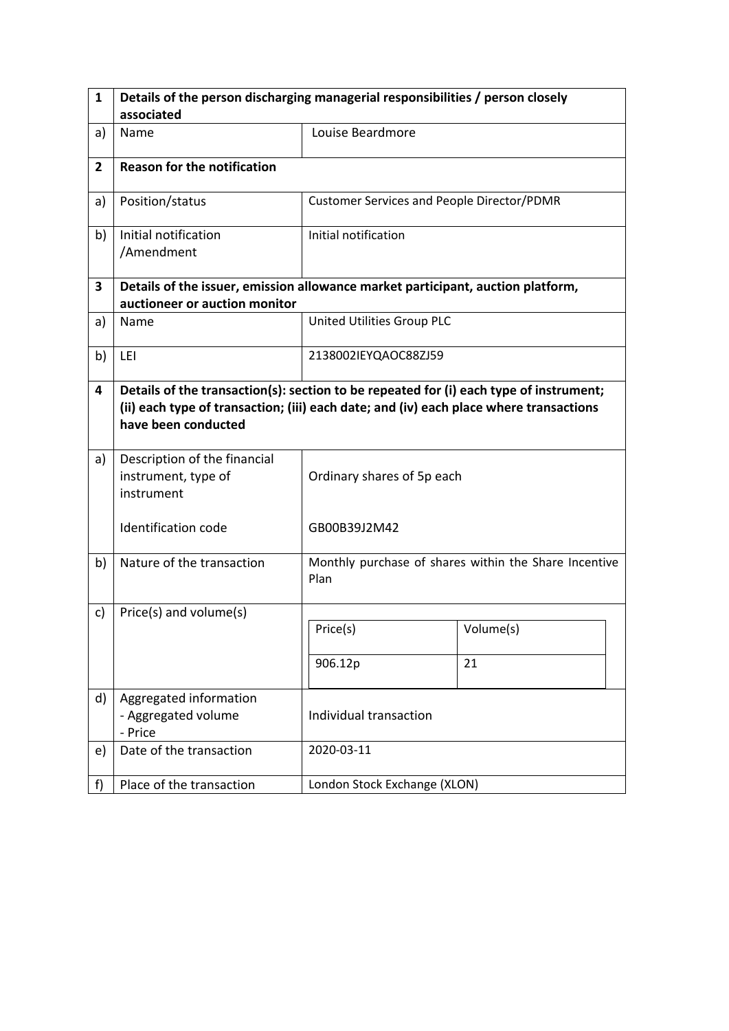| 1 | Details of the person discharging managerial responsibilities / person closely associated | |
|---|---|---|
| a) | Name | Louise Beardmore |
| **2** | **Reason for the notification** | |
| a) | Position/status | Customer Services and People Director/PDMR |
| b) | Initial notification /Amendment | Initial notification |
| **3** | **Details of the issuer, emission allowance market participant, auction platform, auctioneer or auction monitor** | |
| a) | Name | United Utilities Group PLC |
| b) | LEI | 2138002IEYQAOC88ZJ59 |
| **4** | **Details of the transaction(s): section to be repeated for (i) each type of instrument; (ii) each type of transaction; (iii) each date; and (iv) each place where transactions have been conducted** | |
| a) | Description of the financial instrument, type of instrument<br><br>Identification code | Ordinary shares of 5p each<br><br>GB00B39J2M42 |
| b) | Nature of the transaction | Monthly purchase of shares within the Share Incentive Plan |
| c) | Price(s) and volume(s) | Price(s): 906.12p<br>Volume(s): 21 |
| d) | Aggregated information<br>- Aggregated volume<br>- Price | Individual transaction |
| e) | Date of the transaction | 2020-03-11 |
| f) | Place of the transaction | London Stock Exchange (XLON) |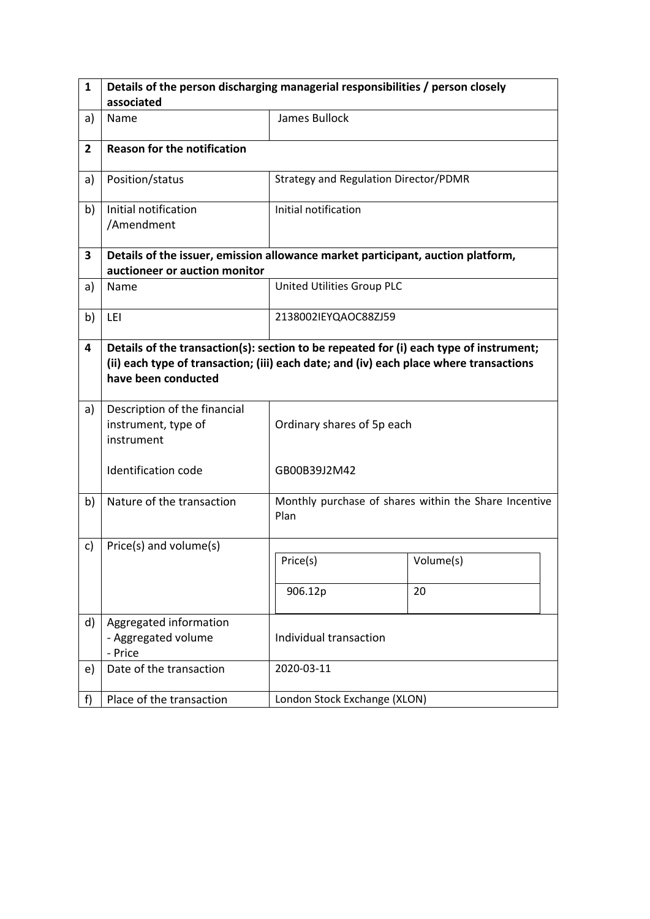| 1 | Details of the person discharging managerial responsibilities / person closely associated | |
|---|---|---|
| a) | Name | James Bullock |
| **2** | **Reason for the notification** | |
| a) | Position/status | Strategy and Regulation Director/PDMR |
| b) | Initial notification /Amendment | Initial notification |
| **3** | **Details of the issuer, emission allowance market participant, auction platform, auctioneer or auction monitor** | |
| a) | Name | United Utilities Group PLC |
| b) | LEI | 2138002IEYQAOC88ZJ59 |
| **4** | **Details of the transaction(s): section to be repeated for (i) each type of instrument; (ii) each type of transaction; (iii) each date; and (iv) each place where transactions have been conducted** | |
| a) | Description of the financial instrument, type of instrument<br><br>Identification code | Ordinary shares of 5p each<br><br>GB00B39J2M42 |
| b) | Nature of the transaction | Monthly purchase of shares within the Share Incentive Plan |
| c) | Price(s) and volume(s) | Price(s): 906.12p — Volume(s): 20 |
| d) | Aggregated information<br>- Aggregated volume<br>- Price | Individual transaction |
| e) | Date of the transaction | 2020-03-11 |
| f) | Place of the transaction | London Stock Exchange (XLON) |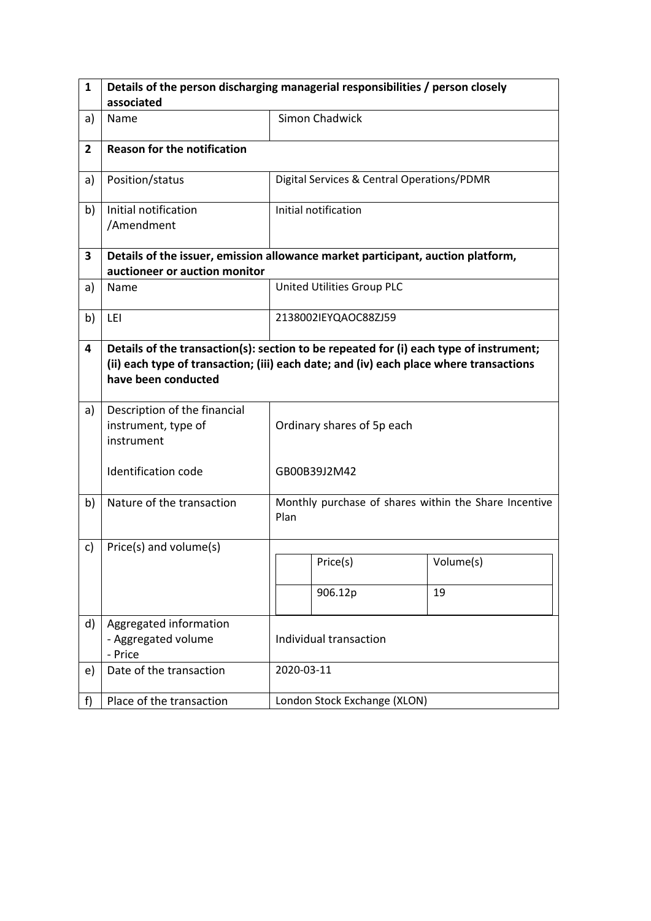| 1 | Details of the person discharging managerial responsibilities / person closely associated | |
|---|---|---|
| a) | Name | Simon Chadwick |
| **2** | **Reason for the notification** | |
| a) | Position/status | Digital Services & Central Operations/PDMR |
| b) | Initial notification /Amendment | Initial notification |
| **3** | **Details of the issuer, emission allowance market participant, auction platform, auctioneer or auction monitor** | |
| a) | Name | United Utilities Group PLC |
| b) | LEI | 2138002IEYQAOC88ZJ59 |
| **4** | **Details of the transaction(s): section to be repeated for (i) each type of instrument; (ii) each type of transaction; (iii) each date; and (iv) each place where transactions have been conducted** | |
| a) | Description of the financial instrument, type of instrument<br><br>Identification code | Ordinary shares of 5p each<br><br>GB00B39J2M42 |
| b) | Nature of the transaction | Monthly purchase of shares within the Share Incentive Plan |
| c) | Price(s) and volume(s) | Price(s): 906.12p; Volume(s): 19 |
| d) | Aggregated information<br>- Aggregated volume<br>- Price | Individual transaction |
| e) | Date of the transaction | 2020-03-11 |
| f) | Place of the transaction | London Stock Exchange (XLON) |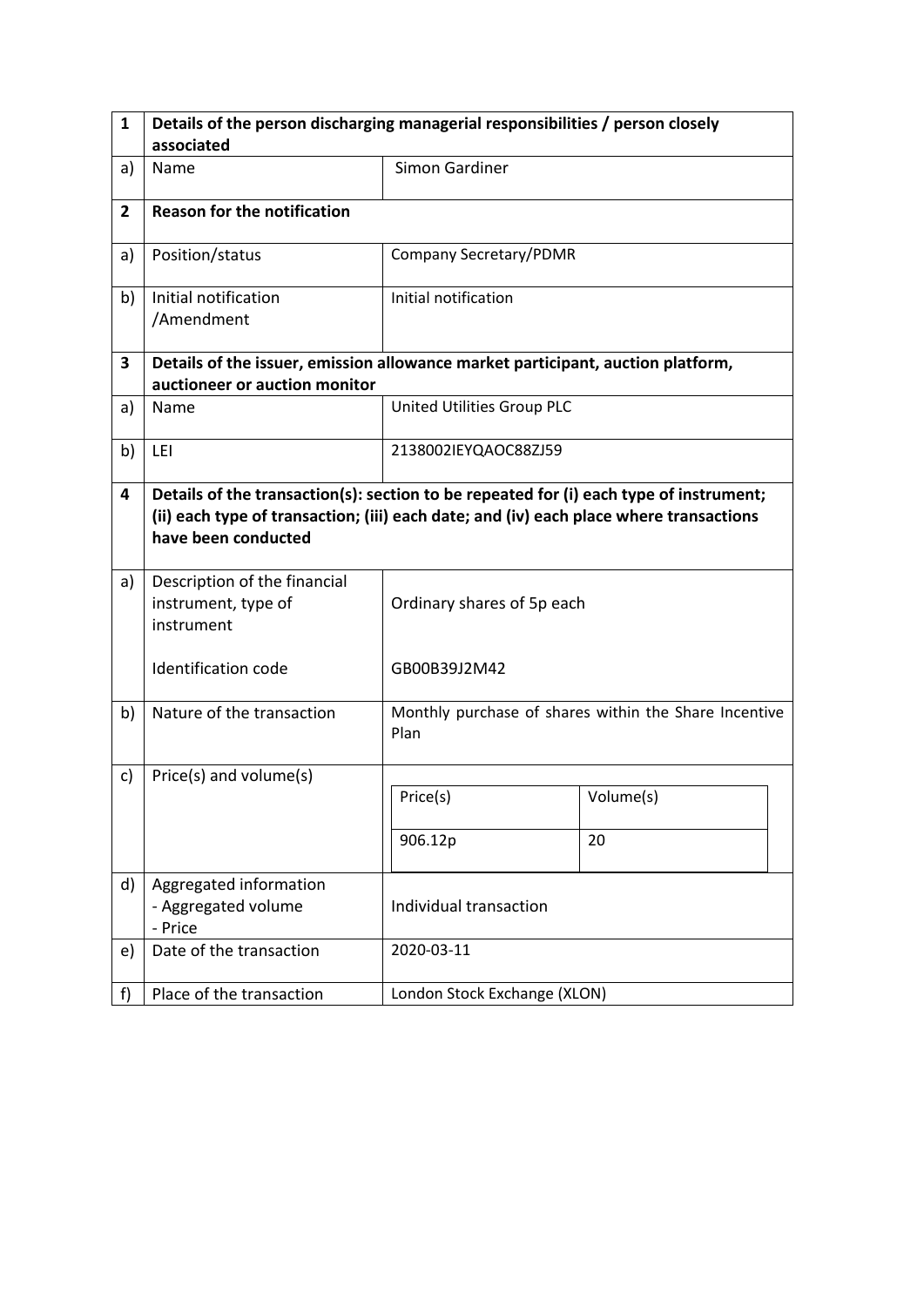| 1 | Details of the person discharging managerial responsibilities / person closely associated | |
|---|---|---|
| a) | Name | Simon Gardiner |
| **2** | **Reason for the notification** | |
| a) | Position/status | Company Secretary/PDMR |
| b) | Initial notification /Amendment | Initial notification |
| **3** | **Details of the issuer, emission allowance market participant, auction platform, auctioneer or auction monitor** | |
| a) | Name | United Utilities Group PLC |
| b) | LEI | 2138002IEYQAOC88ZJ59 |
| **4** | **Details of the transaction(s): section to be repeated for (i) each type of instrument; (ii) each type of transaction; (iii) each date; and (iv) each place where transactions have been conducted** | |
| a) | Description of the financial instrument, type of instrument<br><br>Identification code | Ordinary shares of 5p each<br><br>GB00B39J2M42 |
| b) | Nature of the transaction | Monthly purchase of shares within the Share Incentive Plan |
| c) | Price(s) and volume(s) | Price(s): 906.12p — Volume(s): 20 |
| d) | Aggregated information<br>- Aggregated volume<br>- Price | Individual transaction |
| e) | Date of the transaction | 2020-03-11 |
| f) | Place of the transaction | London Stock Exchange (XLON) |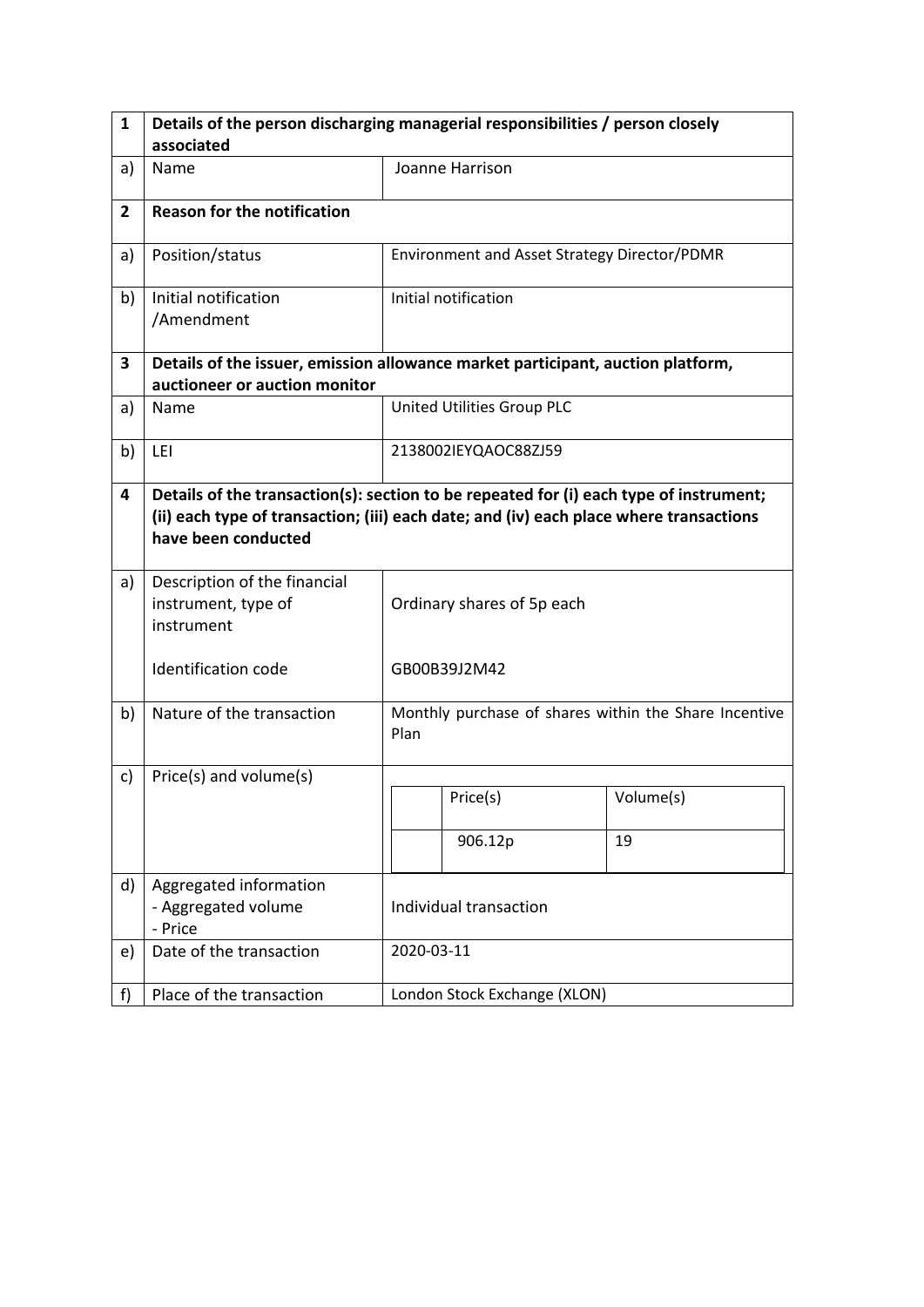| 1 | Details of the person discharging managerial responsibilities / person closely associated | |
|---|---|---|
| a) | Name | Joanne Harrison |
| **2** | **Reason for the notification** | |
| a) | Position/status | Environment and Asset Strategy Director/PDMR |
| b) | Initial notification /Amendment | Initial notification |
| **3** | **Details of the issuer, emission allowance market participant, auction platform, auctioneer or auction monitor** | |
| a) | Name | United Utilities Group PLC |
| b) | LEI | 2138002IEYQAOC88ZJ59 |
| **4** | **Details of the transaction(s): section to be repeated for (i) each type of instrument; (ii) each type of transaction; (iii) each date; and (iv) each place where transactions have been conducted** | |
| a) | Description of the financial instrument, type of instrument<br><br>Identification code | Ordinary shares of 5p each<br><br>GB00B39J2M42 |
| b) | Nature of the transaction | Monthly purchase of shares within the Share Incentive Plan |
| c) | Price(s) and volume(s) | Price(s): 906.12p<br>Volume(s): 19 |
| d) | Aggregated information<br>- Aggregated volume<br>- Price | Individual transaction |
| e) | Date of the transaction | 2020-03-11 |
| f) | Place of the transaction | London Stock Exchange (XLON) |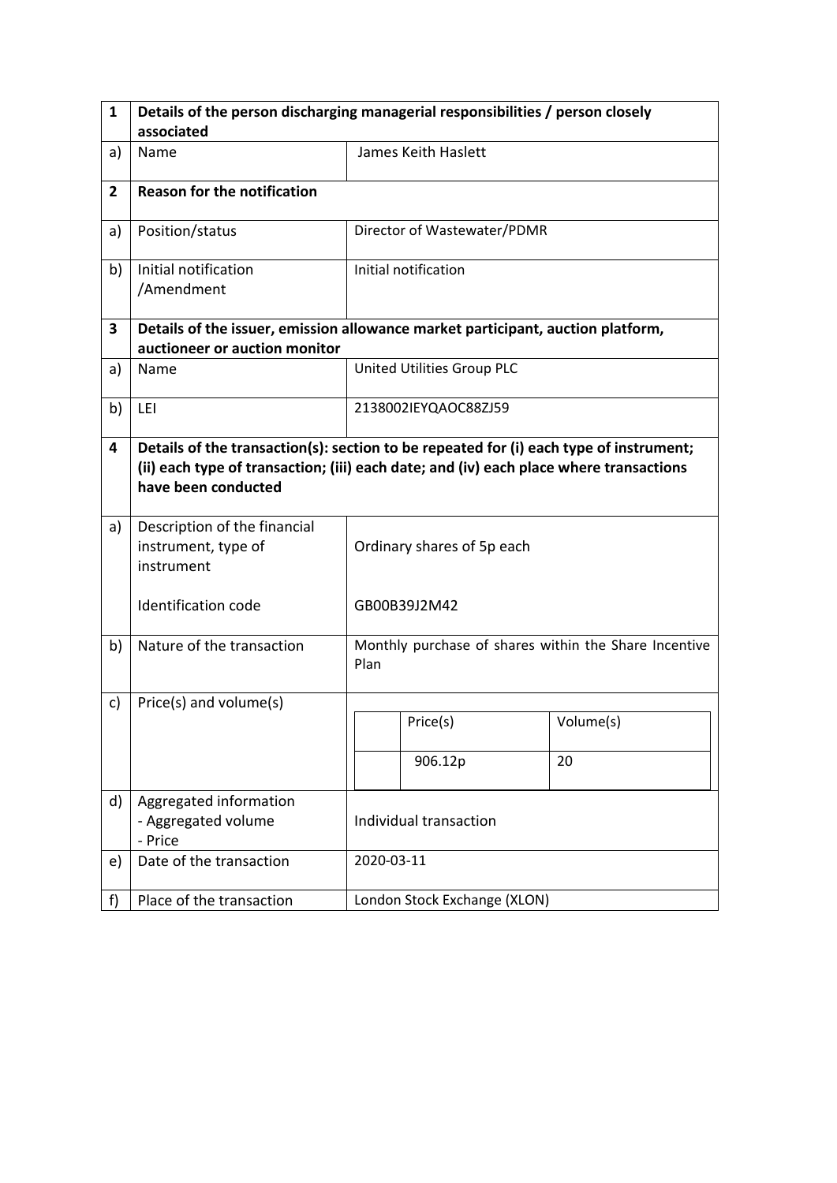| 1 | Details of the person discharging managerial responsibilities / person closely associated | |
|---|---|---|
| a) | Name | James Keith Haslett |
| **2** | **Reason for the notification** | |
| a) | Position/status | Director of Wastewater/PDMR |
| b) | Initial notification /Amendment | Initial notification |
| **3** | **Details of the issuer, emission allowance market participant, auction platform, auctioneer or auction monitor** | |
| a) | Name | United Utilities Group PLC |
| b) | LEI | 2138002IEYQAOC88ZJ59 |
| **4** | **Details of the transaction(s): section to be repeated for (i) each type of instrument; (ii) each type of transaction; (iii) each date; and (iv) each place where transactions have been conducted** | |
| a) | Description of the financial instrument, type of instrument<br><br>Identification code | Ordinary shares of 5p each<br><br>GB00B39J2M42 |
| b) | Nature of the transaction | Monthly purchase of shares within the Share Incentive Plan |
| c) | Price(s) and volume(s) | Price(s): 906.12p — Volume(s): 20 |
| d) | Aggregated information<br>- Aggregated volume<br>- Price | Individual transaction |
| e) | Date of the transaction | 2020-03-11 |
| f) | Place of the transaction | London Stock Exchange (XLON) |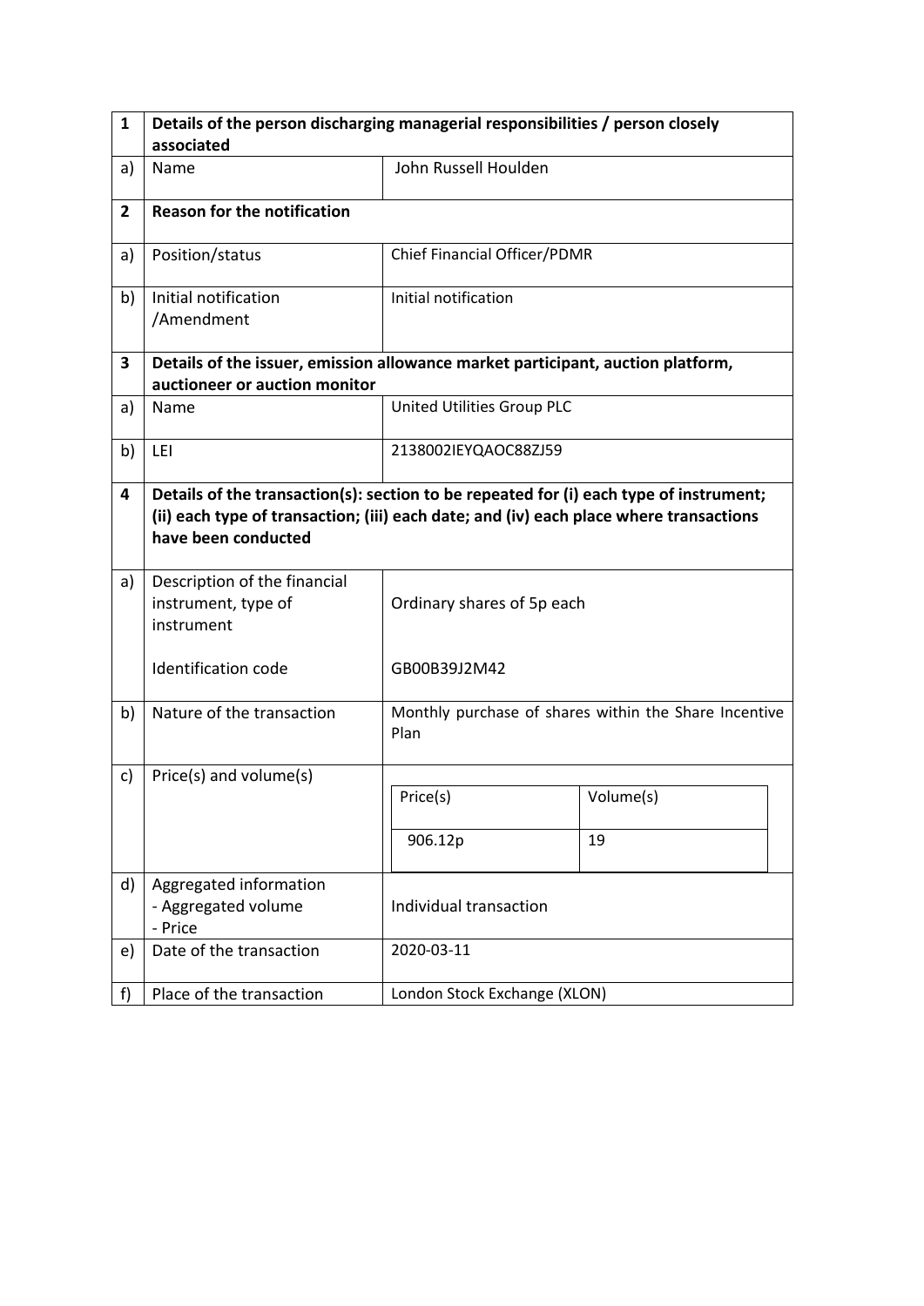| 1 | Details of the person discharging managerial responsibilities / person closely associated | |
|---|---|---|
| a) | Name | John Russell Houlden |
| **2** | **Reason for the notification** | |
| a) | Position/status | Chief Financial Officer/PDMR |
| b) | Initial notification /Amendment | Initial notification |
| **3** | **Details of the issuer, emission allowance market participant, auction platform, auctioneer or auction monitor** | |
| a) | Name | United Utilities Group PLC |
| b) | LEI | 2138002IEYQAOC88ZJ59 |
| **4** | **Details of the transaction(s): section to be repeated for (i) each type of instrument; (ii) each type of transaction; (iii) each date; and (iv) each place where transactions have been conducted** | |
| a) | Description of the financial instrument, type of instrument<br><br>Identification code | Ordinary shares of 5p each<br><br>GB00B39J2M42 |
| b) | Nature of the transaction | Monthly purchase of shares within the Share Incentive Plan |
| c) | Price(s) and volume(s) | Price(s): 906.12p — Volume(s): 19 |
| d) | Aggregated information<br>- Aggregated volume<br>- Price | Individual transaction |
| e) | Date of the transaction | 2020-03-11 |
| f) | Place of the transaction | London Stock Exchange (XLON) |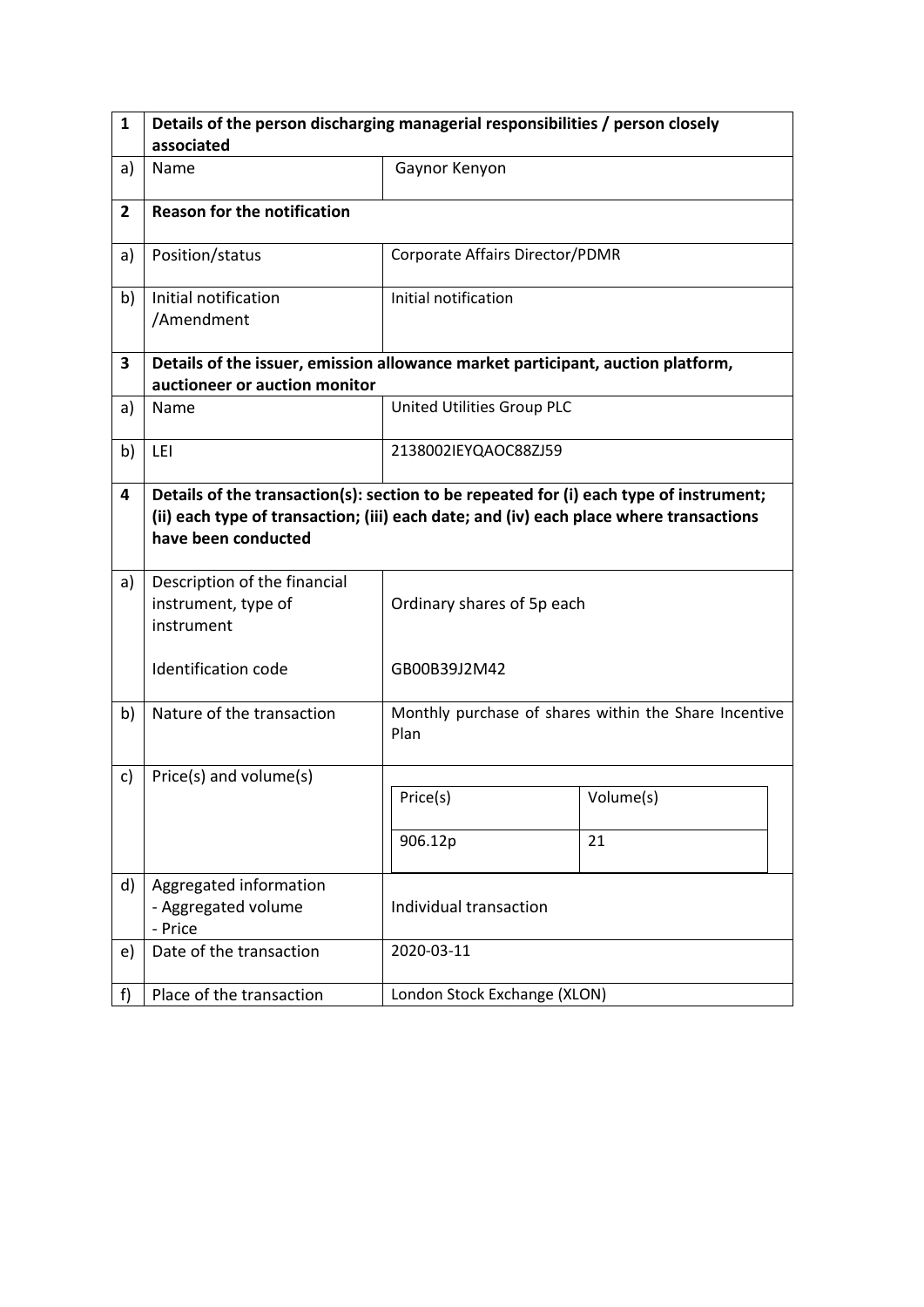| 1 | Details of the person discharging managerial responsibilities / person closely associated | |
|---|---|---|
| a) | Name | Gaynor Kenyon |
| **2** | **Reason for the notification** | |
| a) | Position/status | Corporate Affairs Director/PDMR |
| b) | Initial notification /Amendment | Initial notification |
| **3** | **Details of the issuer, emission allowance market participant, auction platform, auctioneer or auction monitor** | |
| a) | Name | United Utilities Group PLC |
| b) | LEI | 2138002IEYQAOC88ZJ59 |
| **4** | **Details of the transaction(s): section to be repeated for (i) each type of instrument; (ii) each type of transaction; (iii) each date; and (iv) each place where transactions have been conducted** | |
| a) | Description of the financial instrument, type of instrument<br><br>Identification code | Ordinary shares of 5p each<br><br>GB00B39J2M42 |
| b) | Nature of the transaction | Monthly purchase of shares within the Share Incentive Plan |
| c) | Price(s) and volume(s) | Price(s): 906.12p — Volume(s): 21 |
| d) | Aggregated information<br>- Aggregated volume<br>- Price | Individual transaction |
| e) | Date of the transaction | 2020-03-11 |
| f) | Place of the transaction | London Stock Exchange (XLON) |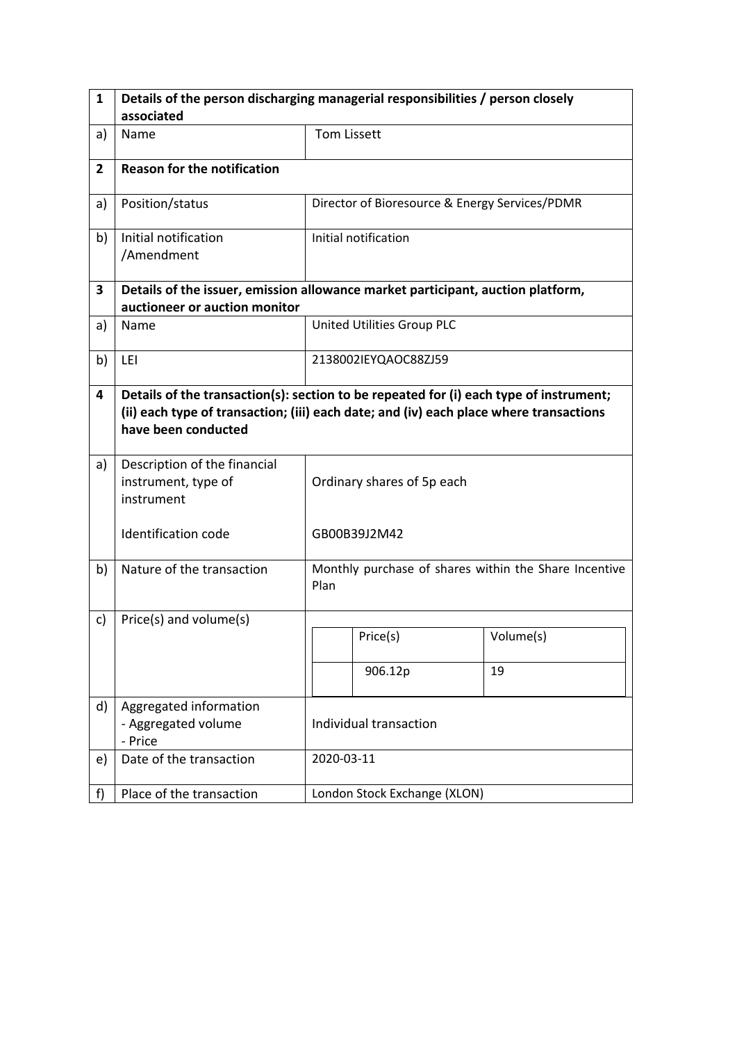| 1 | Details of the person discharging managerial responsibilities / person closely associated | |
|---|---|---|
| a) | Name | Tom Lissett |
| **2** | **Reason for the notification** | |
| a) | Position/status | Director of Bioresource & Energy Services/PDMR |
| b) | Initial notification /Amendment | Initial notification |
| **3** | **Details of the issuer, emission allowance market participant, auction platform, auctioneer or auction monitor** | |
| a) | Name | United Utilities Group PLC |
| b) | LEI | 2138002IEYQAOC88ZJ59 |
| **4** | **Details of the transaction(s): section to be repeated for (i) each type of instrument; (ii) each type of transaction; (iii) each date; and (iv) each place where transactions have been conducted** | |
| a) | Description of the financial instrument, type of instrument<br><br>Identification code | Ordinary shares of 5p each<br><br>GB00B39J2M42 |
| b) | Nature of the transaction | Monthly purchase of shares within the Share Incentive Plan |
| c) | Price(s) and volume(s) | Price(s): 906.12p; Volume(s): 19 |
| d) | Aggregated information<br>- Aggregated volume<br>- Price | Individual transaction |
| e) | Date of the transaction | 2020-03-11 |
| f) | Place of the transaction | London Stock Exchange (XLON) |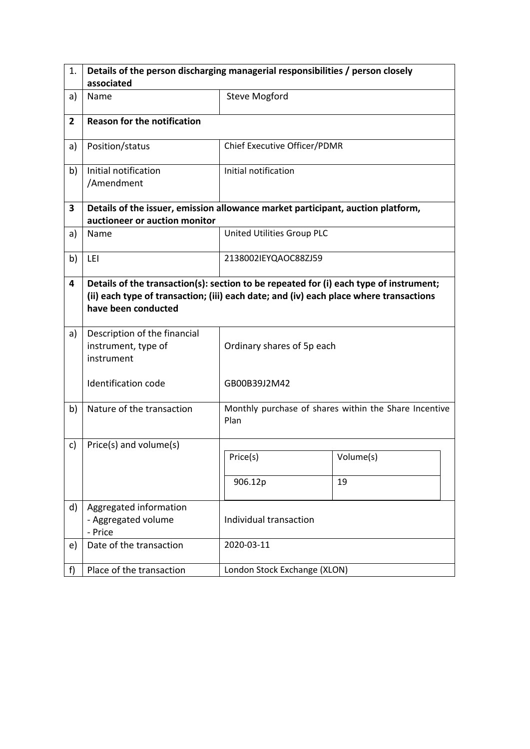| 1. | **Details of the person discharging managerial responsibilities / person closely associated** | |
|---|---|---|
| a) | Name | Steve Mogford |
| **2** | **Reason for the notification** | |
| a) | Position/status | Chief Executive Officer/PDMR |
| b) | Initial notification /Amendment | Initial notification |
| **3** | **Details of the issuer, emission allowance market participant, auction platform, auctioneer or auction monitor** | |
| a) | Name | United Utilities Group PLC |
| b) | LEI | 2138002IEYQAOC88ZJ59 |
| **4** | **Details of the transaction(s): section to be repeated for (i) each type of instrument; (ii) each type of transaction; (iii) each date; and (iv) each place where transactions have been conducted** | |
| a) | Description of the financial instrument, type of instrument<br><br>Identification code | Ordinary shares of 5p each<br><br>GB00B39J2M42 |
| b) | Nature of the transaction | Monthly purchase of shares within the Share Incentive Plan |
| c) | Price(s) and volume(s) | Price(s): 906.12p — Volume(s): 19 |
| d) | Aggregated information<br>- Aggregated volume<br>- Price | Individual transaction |
| e) | Date of the transaction | 2020-03-11 |
| f) | Place of the transaction | London Stock Exchange (XLON) |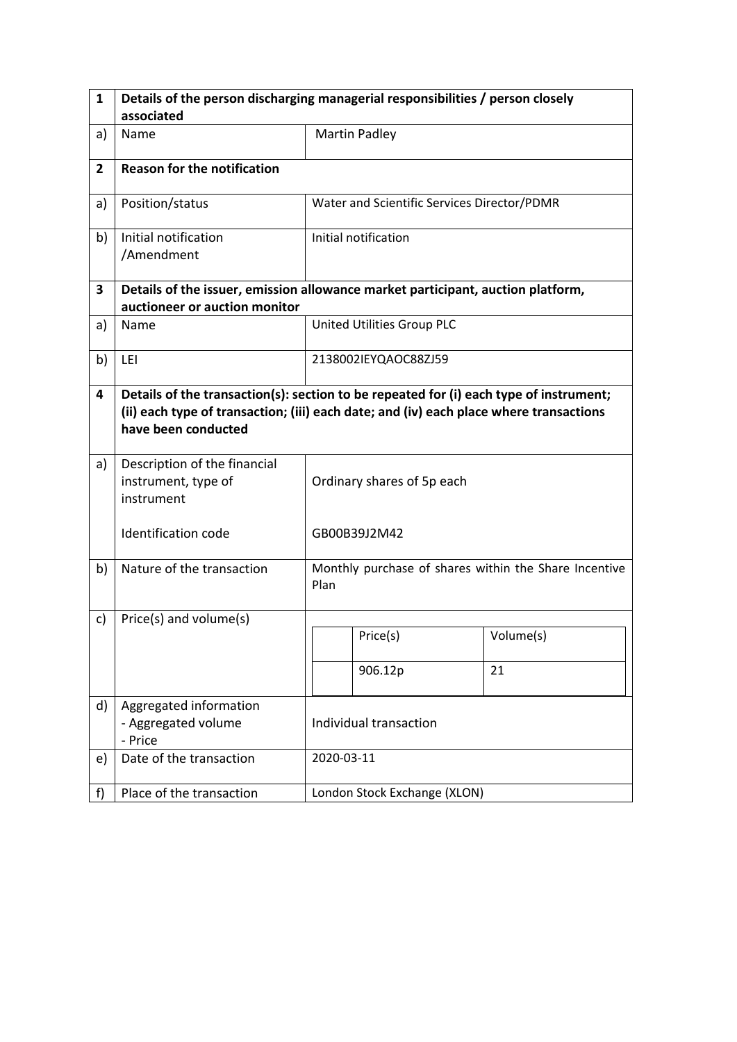| 1 | Details of the person discharging managerial responsibilities / person closely associated | |
|---|---|---|
| a) | Name | Martin Padley |
| **2** | **Reason for the notification** | |
| a) | Position/status | Water and Scientific Services Director/PDMR |
| b) | Initial notification /Amendment | Initial notification |
| **3** | **Details of the issuer, emission allowance market participant, auction platform, auctioneer or auction monitor** | |
| a) | Name | United Utilities Group PLC |
| b) | LEI | 2138002IEYQAOC88ZJ59 |
| **4** | **Details of the transaction(s): section to be repeated for (i) each type of instrument; (ii) each type of transaction; (iii) each date; and (iv) each place where transactions have been conducted** | |
| a) | Description of the financial instrument, type of instrument<br><br>Identification code | Ordinary shares of 5p each<br><br>GB00B39J2M42 |
| b) | Nature of the transaction | Monthly purchase of shares within the Share Incentive Plan |
| c) | Price(s) and volume(s) | Price(s): 906.12p; Volume(s): 21 |
| d) | Aggregated information<br>- Aggregated volume<br>- Price | Individual transaction |
| e) | Date of the transaction | 2020-03-11 |
| f) | Place of the transaction | London Stock Exchange (XLON) |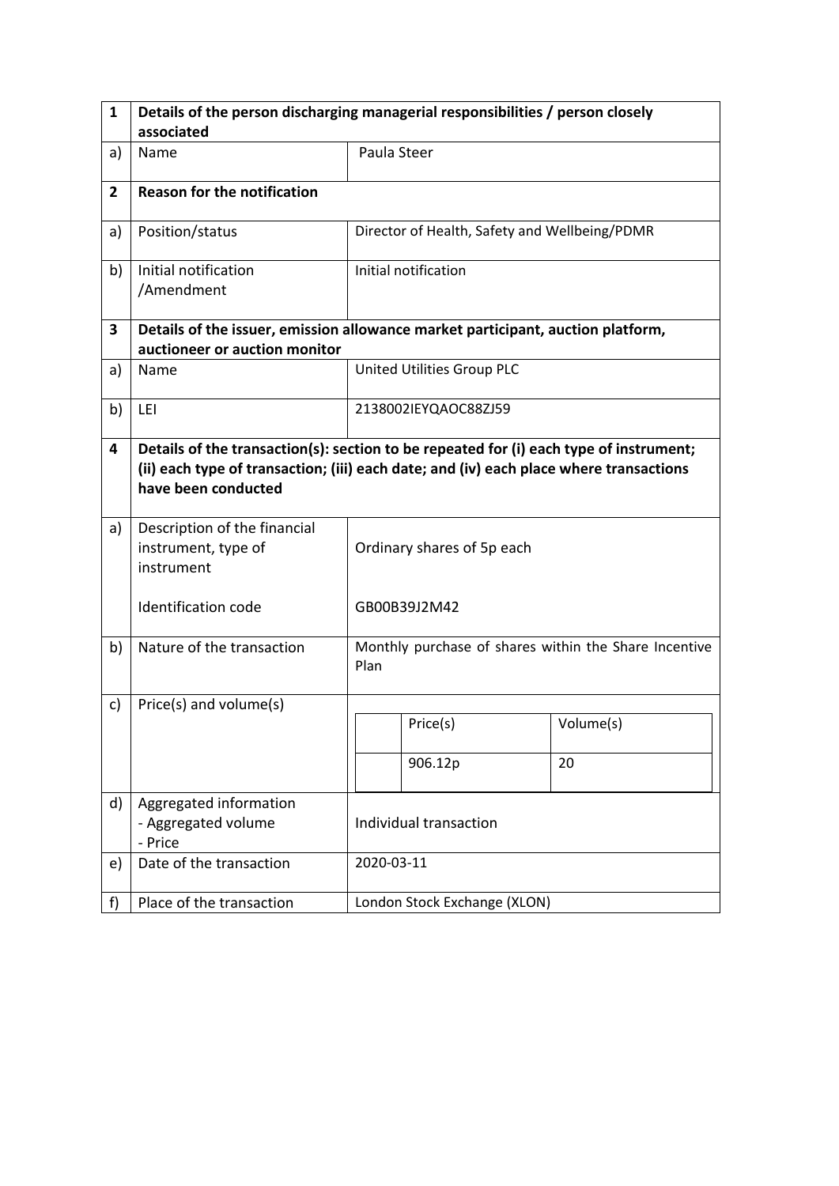| | | | |
|---|---|---|---|
| **1** | **Details of the person discharging managerial responsibilities / person closely associated** | | |
| a) | Name | Paula Steer | |
| **2** | **Reason for the notification** | | |
| a) | Position/status | Director of Health, Safety and Wellbeing/PDMR | |
| b) | Initial notification /Amendment | Initial notification | |
| **3** | **Details of the issuer, emission allowance market participant, auction platform, auctioneer or auction monitor** | | |
| a) | Name | United Utilities Group PLC | |
| b) | LEI | 2138002IEYQAOC88ZJ59 | |
| **4** | **Details of the transaction(s): section to be repeated for (i) each type of instrument; (ii) each type of transaction; (iii) each date; and (iv) each place where transactions have been conducted** | | |
| a) | Description of the financial instrument, type of instrument<br><br>Identification code | Ordinary shares of 5p each<br><br>GB00B39J2M42 | |
| b) | Nature of the transaction | Monthly purchase of shares within the Share Incentive Plan | |
| c) | Price(s) and volume(s) | Price(s) | Volume(s) |
| | | 906.12p | 20 |
| d) | Aggregated information<br>- Aggregated volume<br>- Price | Individual transaction | |
| e) | Date of the transaction | 2020-03-11 | |
| f) | Place of the transaction | London Stock Exchange (XLON) | |